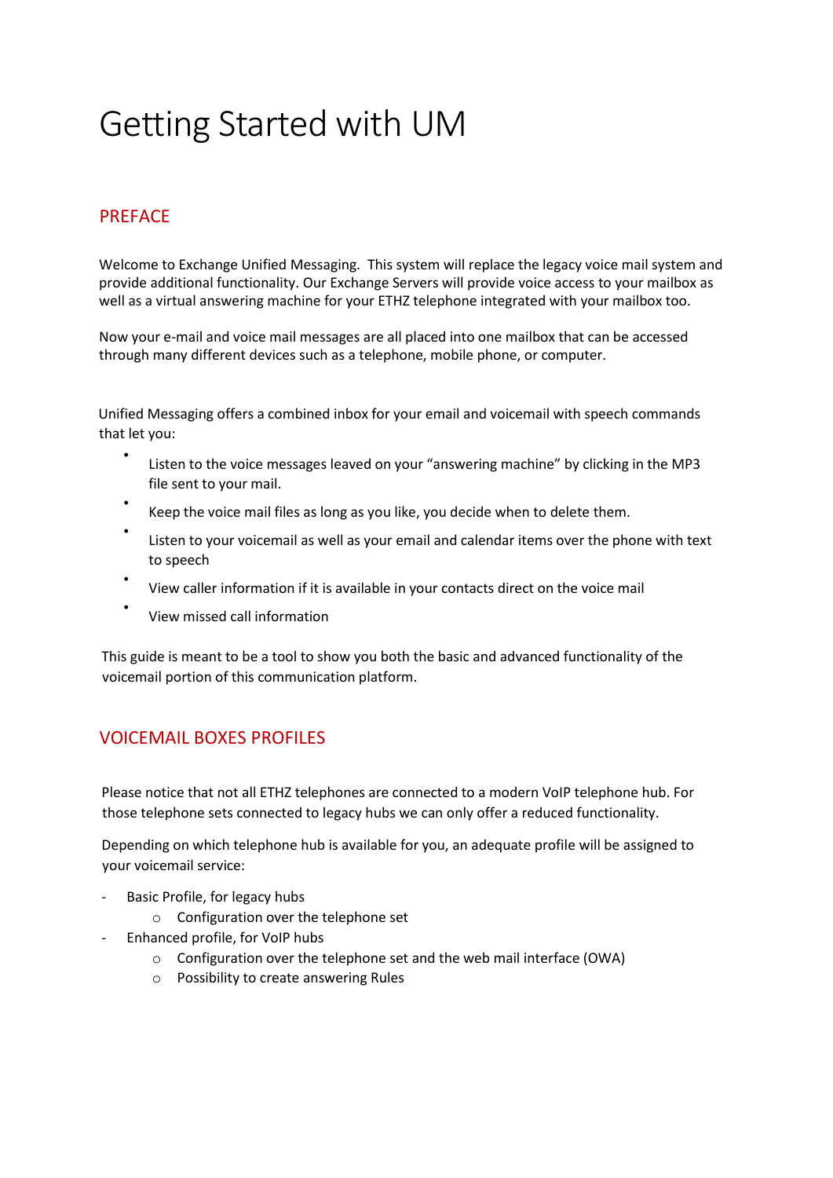# Getting Started with UM

## PREFACE

Welcome to Exchange Unified Messaging. This system will replace the legacy voice mail system and provide additional functionality. Our Exchange Servers will provide voice access to your mailbox as well as a virtual answering machine for your ETHZ telephone integrated with your mailbox too.

Now your e-mail and voice mail messages are all placed into one mailbox that can be accessed through many different devices such as a telephone, mobile phone, or computer.

Unified Messaging offers a combined inbox for your email and voicemail with speech commands that let you:

- Listen to the voice messages leaved on your "answering machine" by clicking in the MP3 file sent to your mail.
- Keep the voice mail files as long as you like, you decide when to delete them.
- Listen to your voicemail as well as your email and calendar items over the phone with text to speech
- View caller information if it is available in your contacts direct on the voice mail
- View missed call information

This guide is meant to be a tool to show you both the basic and advanced functionality of the voicemail portion of this communication platform.

## VOICEMAIL BOXES PROFILES

Please notice that not all ETHZ telephones are connected to a modern VoIP telephone hub. For those telephone sets connected to legacy hubs we can only offer a reduced functionality.

Depending on which telephone hub is available for you, an adequate profile will be assigned to your voicemail service:

- Basic Profile, for legacy hubs
  - Configuration over the telephone set
- Enhanced profile, for VoIP hubs
  - Configuration over the telephone set and the web mail interface (OWA)
  - Possibility to create answering Rules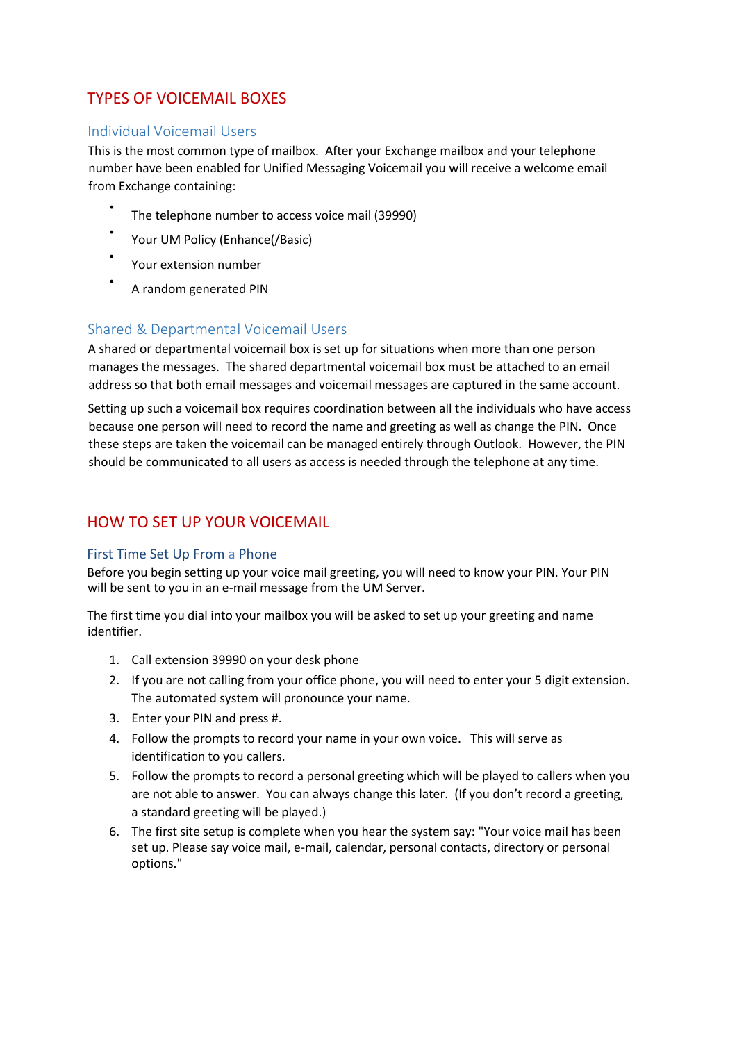# TYPES OF VOICEMAIL BOXES

## Individual Voicemail Users

This is the most common type of mailbox. After your Exchange mailbox and your telephone number have been enabled for Unified Messaging Voicemail you will receive a welcome email from Exchange containing:

- The telephone number to access voice mail (39990)
- Your UM Policy (Enhance(/Basic)
- Your extension number
- A random generated PIN

## Shared & Departmental Voicemail Users

A shared or departmental voicemail box is set up for situations when more than one person manages the messages. The shared departmental voicemail box must be attached to an email address so that both email messages and voicemail messages are captured in the same account.

Setting up such a voicemail box requires coordination between all the individuals who have access because one person will need to record the name and greeting as well as change the PIN. Once these steps are taken the voicemail can be managed entirely through Outlook. However, the PIN should be communicated to all users as access is needed through the telephone at any time.

# HOW TO SET UP YOUR VOICEMAIL

## First Time Set Up From a Phone

Before you begin setting up your voice mail greeting, you will need to know your PIN. Your PIN will be sent to you in an e-mail message from the UM Server.

The first time you dial into your mailbox you will be asked to set up your greeting and name identifier.

1. Call extension 39990 on your desk phone
2. If you are not calling from your office phone, you will need to enter your 5 digit extension. The automated system will pronounce your name.
3. Enter your PIN and press #.
4. Follow the prompts to record your name in your own voice. This will serve as identification to you callers.
5. Follow the prompts to record a personal greeting which will be played to callers when you are not able to answer. You can always change this later. (If you don't record a greeting, a standard greeting will be played.)
6. The first site setup is complete when you hear the system say: "Your voice mail has been set up. Please say voice mail, e-mail, calendar, personal contacts, directory or personal options."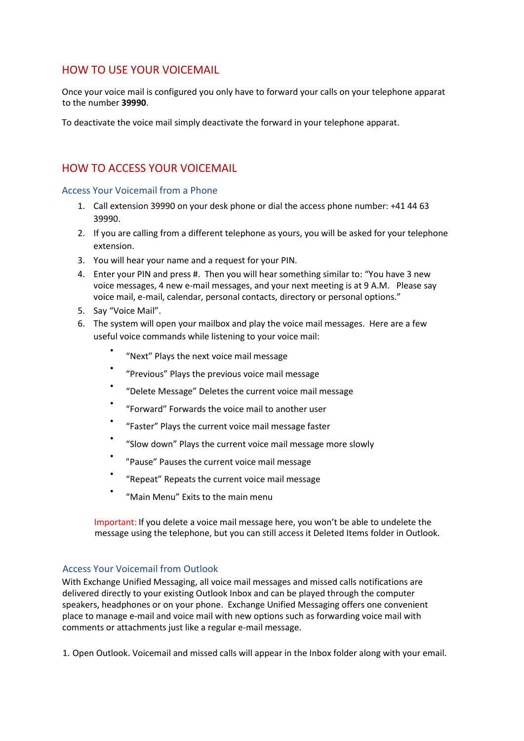## HOW TO USE YOUR VOICEMAIL

Once your voice mail is configured you only have to forward your calls on your telephone apparat to the number **39990**.

To deactivate the voice mail simply deactivate the forward in your telephone apparat.

## HOW TO ACCESS YOUR VOICEMAIL

### Access Your Voicemail from a Phone

1. Call extension 39990 on your desk phone or dial the access phone number: +41 44 63 39990.
2. If you are calling from a different telephone as yours, you will be asked for your telephone extension.
3. You will hear your name and a request for your PIN.
4. Enter your PIN and press #. Then you will hear something similar to: "You have 3 new voice messages, 4 new e-mail messages, and your next meeting is at 9 A.M. Please say voice mail, e-mail, calendar, personal contacts, directory or personal options."
5. Say "Voice Mail".
6. The system will open your mailbox and play the voice mail messages. Here are a few useful voice commands while listening to your voice mail:
   - "Next" Plays the next voice mail message
   - "Previous" Plays the previous voice mail message
   - "Delete Message" Deletes the current voice mail message
   - "Forward" Forwards the voice mail to another user
   - "Faster" Plays the current voice mail message faster
   - "Slow down" Plays the current voice mail message more slowly
   - "Pause" Pauses the current voice mail message
   - "Repeat" Repeats the current voice mail message
   - "Main Menu" Exits to the main menu

   Important: If you delete a voice mail message here, you won't be able to undelete the message using the telephone, but you can still access it Deleted Items folder in Outlook.

### Access Your Voicemail from Outlook

With Exchange Unified Messaging, all voice mail messages and missed calls notifications are delivered directly to your existing Outlook Inbox and can be played through the computer speakers, headphones or on your phone. Exchange Unified Messaging offers one convenient place to manage e-mail and voice mail with new options such as forwarding voice mail with comments or attachments just like a regular e-mail message.

1. Open Outlook. Voicemail and missed calls will appear in the Inbox folder along with your email.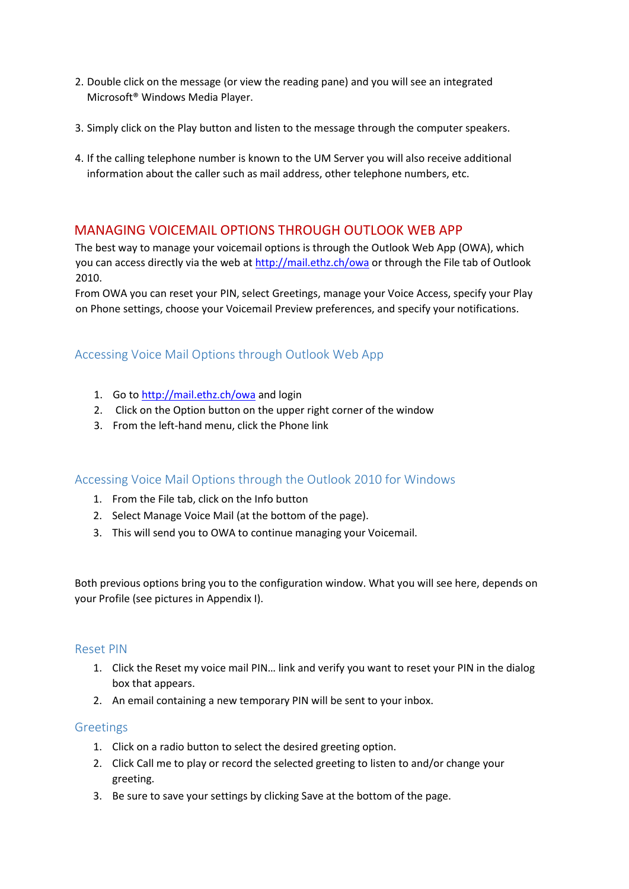2. Double click on the message (or view the reading pane) and you will see an integrated Microsoft® Windows Media Player.

3. Simply click on the Play button and listen to the message through the computer speakers.

4. If the calling telephone number is known to the UM Server you will also receive additional information about the caller such as mail address, other telephone numbers, etc.

## MANAGING VOICEMAIL OPTIONS THROUGH OUTLOOK WEB APP

The best way to manage your voicemail options is through the Outlook Web App (OWA), which you can access directly via the web at http://mail.ethz.ch/owa or through the File tab of Outlook 2010.
From OWA you can reset your PIN, select Greetings, manage your Voice Access, specify your Play on Phone settings, choose your Voicemail Preview preferences, and specify your notifications.

### Accessing Voice Mail Options through Outlook Web App

1. Go to http://mail.ethz.ch/owa and login
2. Click on the Option button on the upper right corner of the window
3. From the left-hand menu, click the Phone link

### Accessing Voice Mail Options through the Outlook 2010 for Windows

1. From the File tab, click on the Info button
2. Select Manage Voice Mail (at the bottom of the page).
3. This will send you to OWA to continue managing your Voicemail.

Both previous options bring you to the configuration window. What you will see here, depends on your Profile (see pictures in Appendix I).

### Reset PIN

1. Click the Reset my voice mail PIN… link and verify you want to reset your PIN in the dialog box that appears.
2. An email containing a new temporary PIN will be sent to your inbox.

### Greetings

1. Click on a radio button to select the desired greeting option.
2. Click Call me to play or record the selected greeting to listen to and/or change your greeting.
3. Be sure to save your settings by clicking Save at the bottom of the page.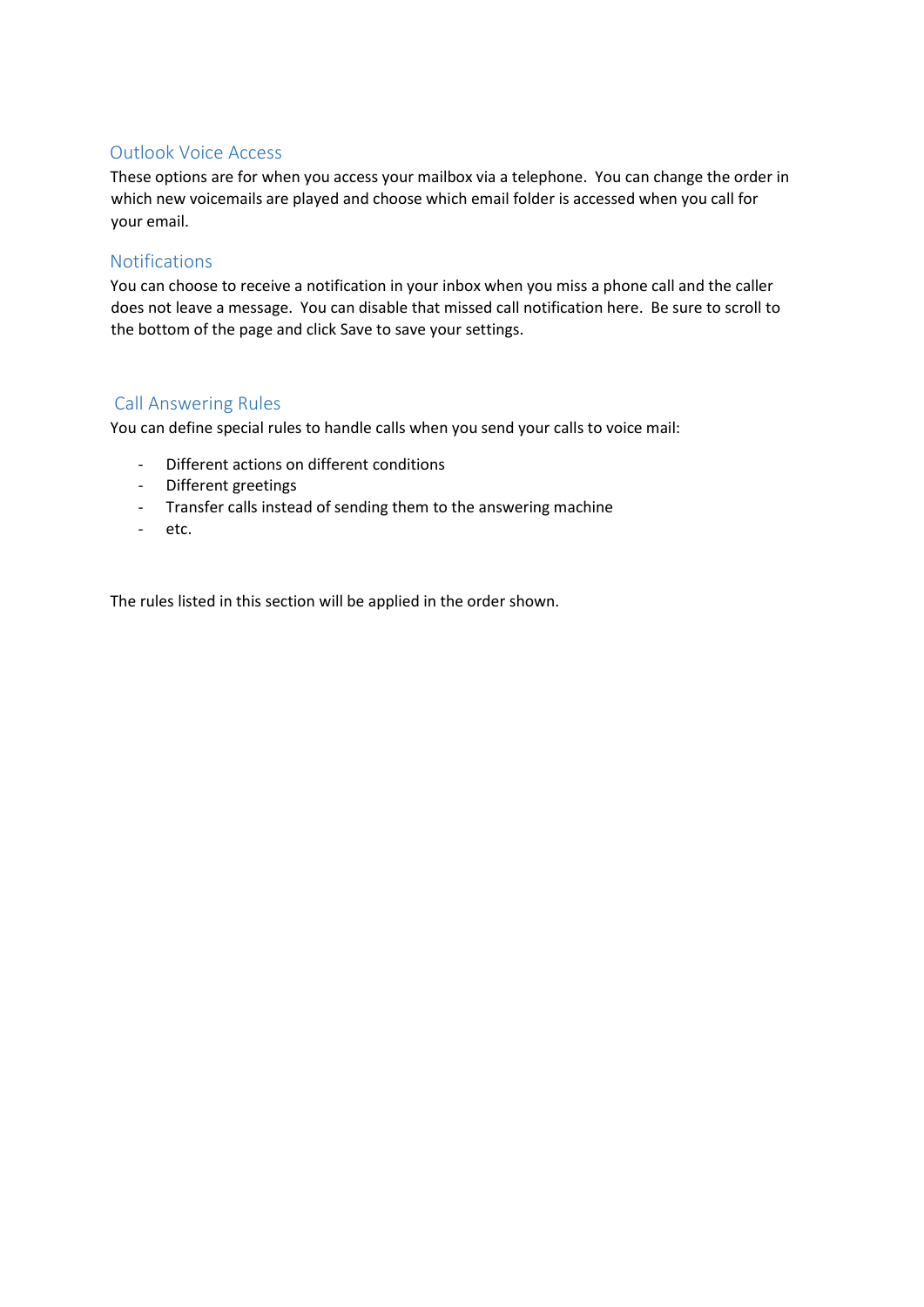## Outlook Voice Access

These options are for when you access your mailbox via a telephone.  You can change the order in which new voicemails are played and choose which email folder is accessed when you call for your email.

## Notifications

You can choose to receive a notification in your inbox when you miss a phone call and the caller does not leave a message.  You can disable that missed call notification here.  Be sure to scroll to the bottom of the page and click Save to save your settings.

## Call Answering Rules

You can define special rules to handle calls when you send your calls to voice mail:

- Different actions on different conditions
- Different greetings
- Transfer calls instead of sending them to the answering machine
- etc.

The rules listed in this section will be applied in the order shown.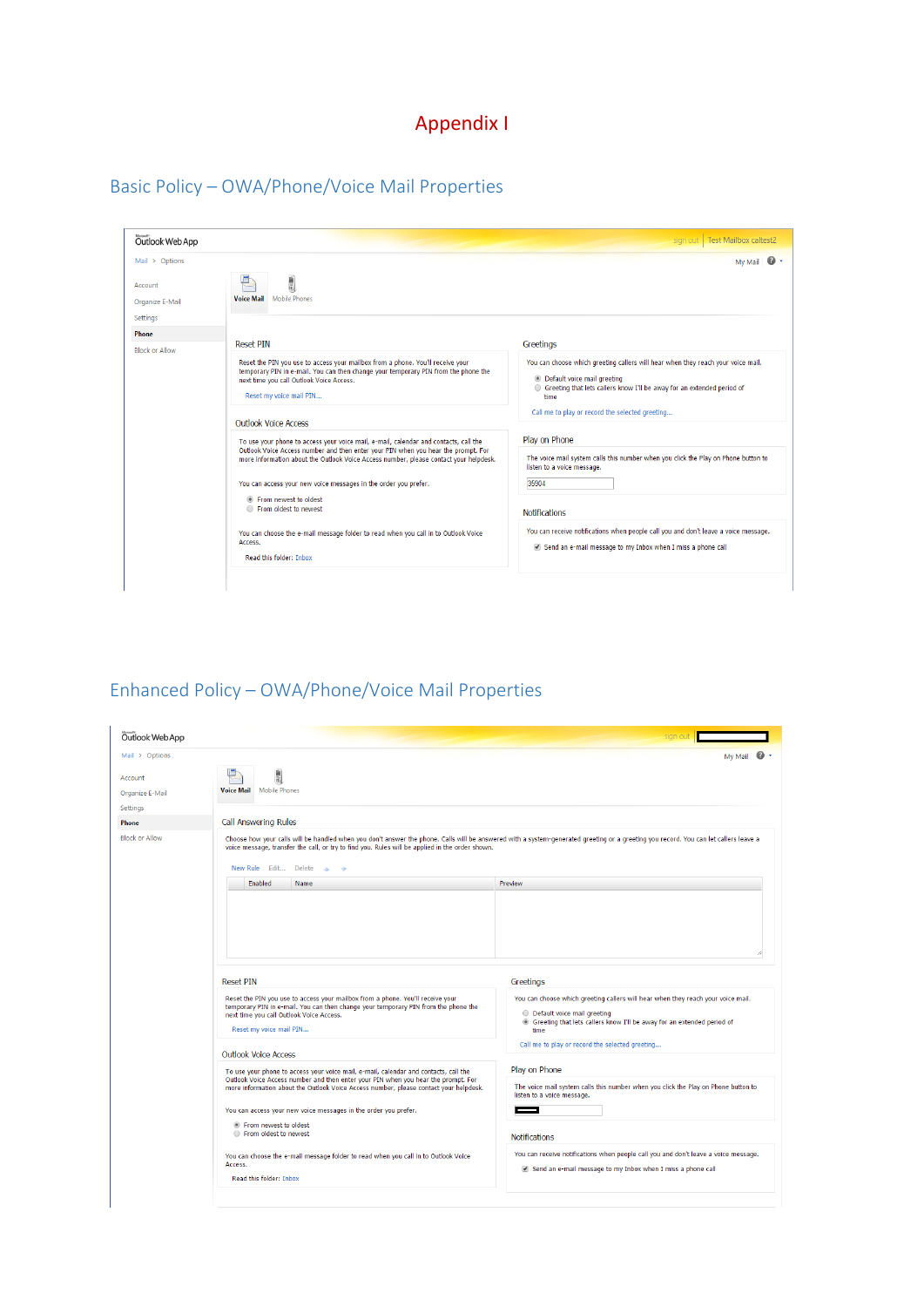# Appendix I

## Basic Policy – OWA/Phone/Voice Mail Properties

Outlook Web App | sign out | Test Mailbox caltest2

Mail > Options | My Mail

Account
Organize E-Mail
Settings
Phone
Block or Allow

Voice Mail | Mobile Phones

**Reset PIN**

Reset the PIN you use to access your mailbox from a phone. You'll receive your temporary PIN in e-mail. You can then change your temporary PIN from the phone the next time you call Outlook Voice Access.

Reset my voice mail PIN...

**Outlook Voice Access**

To use your phone to access your voice mail, e-mail, calendar and contacts, call the Outlook Voice Access number and then enter your PIN when you hear the prompt. For more information about the Outlook Voice Access number, please contact your helpdesk.

You can access your new voice messages in the order you prefer.

- From newest to oldest
- From oldest to newest

You can choose the e-mail message folder to read when you call in to Outlook Voice Access.

Read this folder: Inbox

**Greetings**

You can choose which greeting callers will hear when they reach your voice mail.

- Default voice mail greeting
- Greeting that lets callers know I'll be away for an extended period of time

Call me to play or record the selected greeting...

**Play on Phone**

The voice mail system calls this number when you click the Play on Phone button to listen to a voice message.

35904

**Notifications**

You can receive notifications when people call you and don't leave a voice message.

Send an e-mail message to my Inbox when I miss a phone call

## Enhanced Policy – OWA/Phone/Voice Mail Properties

Outlook Web App | sign out

Mail > Options | My Mail

Account
Organize E-Mail
Settings
Phone
Block or Allow

Voice Mail | Mobile Phones

**Call Answering Rules**

Choose how your calls will be handled when you don't answer the phone. Calls will be answered with a system-generated greeting or a greeting you record. You can let callers leave a voice message, transfer the call, or try to find you. Rules will be applied in the order shown.

New Rule | Edit... | Delete

| Enabled | Name | Preview |
|---|---|---|

**Reset PIN**

Reset the PIN you use to access your mailbox from a phone. You'll receive your temporary PIN in e-mail. You can then change your temporary PIN from the phone the next time you call Outlook Voice Access.

Reset my voice mail PIN...

**Outlook Voice Access**

To use your phone to access your voice mail, e-mail, calendar and contacts, call the Outlook Voice Access number and then enter your PIN when you hear the prompt. For more information about the Outlook Voice Access number, please contact your helpdesk.

You can access your new voice messages in the order you prefer.

- From newest to oldest
- From oldest to newest

You can choose the e-mail message folder to read when you call in to Outlook Voice Access.

Read this folder: Inbox

**Greetings**

You can choose which greeting callers will hear when they reach your voice mail.

- Default voice mail greeting
- Greeting that lets callers know I'll be away for an extended period of time

Call me to play or record the selected greeting...

**Play on Phone**

The voice mail system calls this number when you click the Play on Phone button to listen to a voice message.

**Notifications**

You can receive notifications when people call you and don't leave a voice message.

Send an e-mail message to my Inbox when I miss a phone call